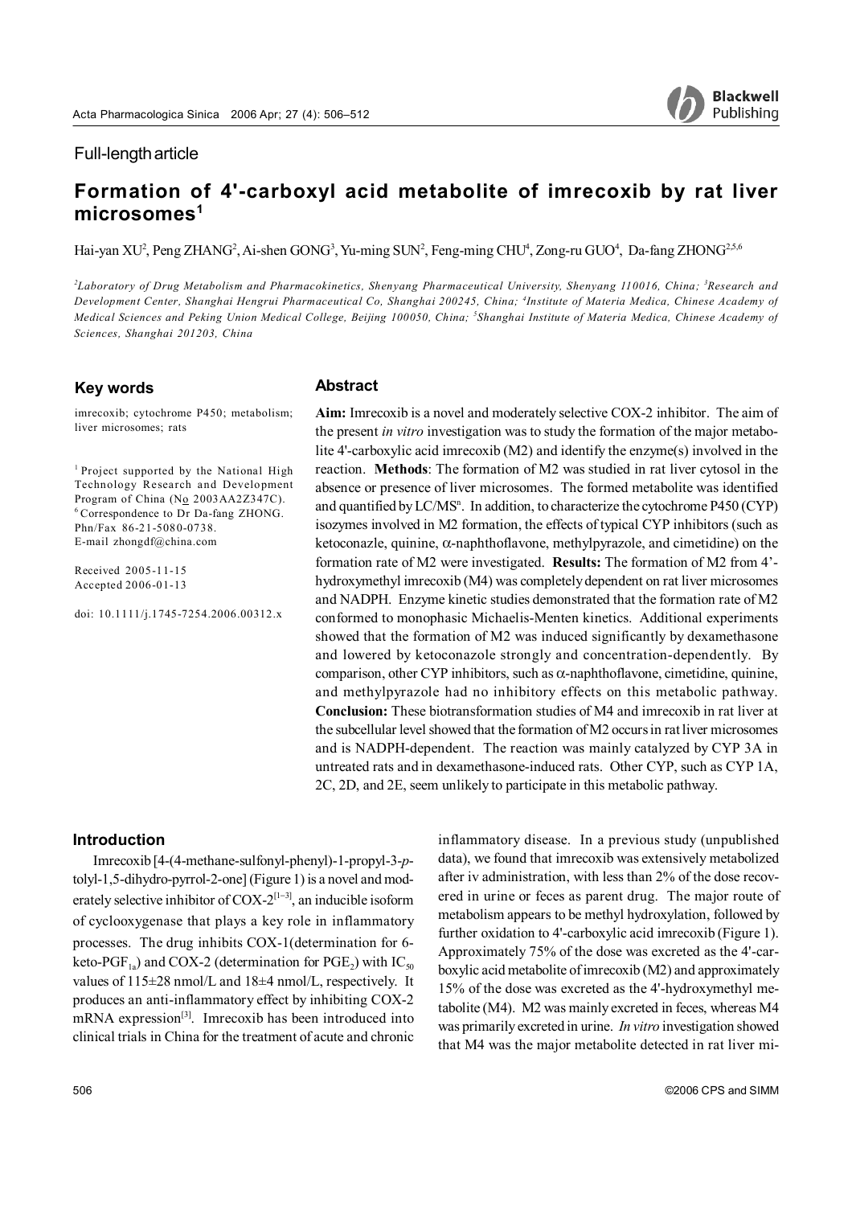Full-length article

# Formation of 4'-carboxyl acid metabolite of imrecoxib by rat liver microsomes[1]

Hai-yan XU[2], Peng ZHANG[2], Ai-shen GONG[3], Yu-ming SUN[2], Feng-ming CHU[4], Zong-ru GUO[4], Da-fang ZHONG[2,5,6]

*[2]Laboratory of Drug Metabolism and Pharmacokinetics, Shenyang Pharmaceutical University, Shenyang 110016, China; [3]Research and Development Center, Shanghai Hengrui Pharmaceutical Co, Shanghai 200245, China; [4]Institute of Materia Medica, Chinese Academy of Medical Sciences and Peking Union Medical College, Beijing 100050, China; [5]Shanghai Institute of Materia Medica, Chinese Academy of Sciences, Shanghai 201203, China*

## Key words

imrecoxib; cytochrome P450; metabolism; liver microsomes; rats

[1] Project supported by the National High Technology Research and Development Program of China (No 2003AA2Z347C).
[6] Correspondence to Dr Da-fang ZHONG. Phn/Fax 86-21-5080-0738. E-mail zhongdf@china.com

Received 2005-11-15
Accepted 2006-01-13

doi: 10.1111/j.1745-7254.2006.00312.x

## Abstract

**Aim:** Imrecoxib is a novel and moderately selective COX-2 inhibitor. The aim of the present *in vitro* investigation was to study the formation of the major metabolite 4'-carboxylic acid imrecoxib (M2) and identify the enzyme(s) involved in the reaction. **Methods**: The formation of M2 was studied in rat liver cytosol in the absence or presence of liver microsomes. The formed metabolite was identified and quantified by LC/MS$^n$. In addition, to characterize the cytochrome P450 (CYP) isozymes involved in M2 formation, the effects of typical CYP inhibitors (such as ketoconazle, quinine, α-naphthoflavone, methylpyrazole, and cimetidine) on the formation rate of M2 were investigated. **Results:** The formation of M2 from 4'-hydroxymethyl imrecoxib (M4) was completely dependent on rat liver microsomes and NADPH. Enzyme kinetic studies demonstrated that the formation rate of M2 conformed to monophasic Michaelis-Menten kinetics. Additional experiments showed that the formation of M2 was induced significantly by dexamethasone and lowered by ketoconazole strongly and concentration-dependently. By comparison, other CYP inhibitors, such as α-naphthoflavone, cimetidine, quinine, and methylpyrazole had no inhibitory effects on this metabolic pathway. **Conclusion:** These biotransformation studies of M4 and imrecoxib in rat liver at the subcellular level showed that the formation of M2 occurs in rat liver microsomes and is NADPH-dependent. The reaction was mainly catalyzed by CYP 3A in untreated rats and in dexamethasone-induced rats. Other CYP, such as CYP 1A, 2C, 2D, and 2E, seem unlikely to participate in this metabolic pathway.

## Introduction

Imrecoxib [4-(4-methane-sulfonyl-phenyl)-1-propyl-3-*p*-tolyl-1,5-dihydro-pyrrol-2-one] (Figure 1) is a novel and moderately selective inhibitor of COX-2[1–3], an inducible isoform of cyclooxygenase that plays a key role in inflammatory processes. The drug inhibits COX-1(determination for 6-keto-$PGF_{1a}$) and COX-2 (determination for $PGE_2$) with $IC_{50}$ values of 115±28 nmol/L and 18±4 nmol/L, respectively. It produces an anti-inflammatory effect by inhibiting COX-2 mRNA expression[3]. Imrecoxib has been introduced into clinical trials in China for the treatment of acute and chronic inflammatory disease. In a previous study (unpublished data), we found that imrecoxib was extensively metabolized after iv administration, with less than 2% of the dose recovered in urine or feces as parent drug. The major route of metabolism appears to be methyl hydroxylation, followed by further oxidation to 4'-carboxylic acid imrecoxib (Figure 1). Approximately 75% of the dose was excreted as the 4'-carboxylic acid metabolite of imrecoxib (M2) and approximately 15% of the dose was excreted as the 4'-hydroxymethyl metabolite (M4). M2 was mainly excreted in feces, whereas M4 was primarily excreted in urine. *In vitro* investigation showed that M4 was the major metabolite detected in rat liver mi-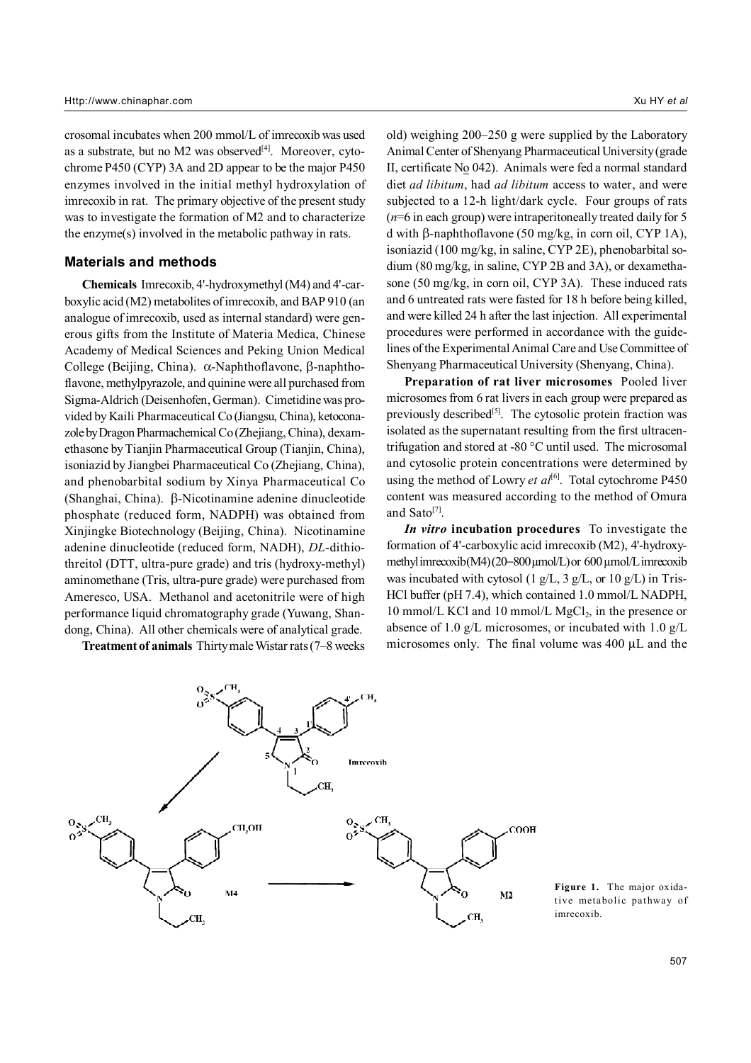crosomal incubates when 200 mmol/L of imrecoxib was used as a substrate, but no M2 was observed[4]. Moreover, cytochrome P450 (CYP) 3A and 2D appear to be the major P450 enzymes involved in the initial methyl hydroxylation of imrecoxib in rat. The primary objective of the present study was to investigate the formation of M2 and to characterize the enzyme(s) involved in the metabolic pathway in rats.

## Materials and methods

**Chemicals** Imrecoxib, 4'-hydroxymethyl (M4) and 4'-carboxylic acid (M2) metabolites of imrecoxib, and BAP 910 (an analogue of imrecoxib, used as internal standard) were generous gifts from the Institute of Materia Medica, Chinese Academy of Medical Sciences and Peking Union Medical College (Beijing, China). α-Naphthoflavone, β-naphthoflavone, methylpyrazole, and quinine were all purchased from Sigma-Aldrich (Deisenhofen, German). Cimetidine was provided by Kaili Pharmaceutical Co (Jiangsu, China), ketoconazole by Dragon Pharmachemical Co (Zhejiang, China), dexamethasone by Tianjin Pharmaceutical Group (Tianjin, China), isoniazid by Jiangbei Pharmaceutical Co (Zhejiang, China), and phenobarbital sodium by Xinya Pharmaceutical Co (Shanghai, China). β-Nicotinamine adenine dinucleotide phosphate (reduced form, NADPH) was obtained from Xinjingke Biotechnology (Beijing, China). Nicotinamine adenine dinucleotide (reduced form, NADH), *DL*-dithiothreitol (DTT, ultra-pure grade) and tris (hydroxy-methyl) aminomethane (Tris, ultra-pure grade) were purchased from Ameresco, USA. Methanol and acetonitrile were of high performance liquid chromatography grade (Yuwang, Shandong, China). All other chemicals were of analytical grade.

**Treatment of animals** Thirty male Wistar rats (7–8 weeks old) weighing 200–250 g were supplied by the Laboratory Animal Center of Shenyang Pharmaceutical University (grade II, certificate No 042). Animals were fed a normal standard diet *ad libitum*, had *ad libitum* access to water, and were subjected to a 12-h light/dark cycle. Four groups of rats ($n$=6 in each group) were intraperitoneally treated daily for 5 d with β-naphthoflavone (50 mg/kg, in corn oil, CYP 1A), isoniazid (100 mg/kg, in saline, CYP 2E), phenobarbital sodium (80 mg/kg, in saline, CYP 2B and 3A), or dexamethasone (50 mg/kg, in corn oil, CYP 3A). These induced rats and 6 untreated rats were fasted for 18 h before being killed, and were killed 24 h after the last injection. All experimental procedures were performed in accordance with the guidelines of the Experimental Animal Care and Use Committee of Shenyang Pharmaceutical University (Shenyang, China).

**Preparation of rat liver microsomes** Pooled liver microsomes from 6 rat livers in each group were prepared as previously described[5]. The cytosolic protein fraction was isolated as the supernatant resulting from the first ultracentrifugation and stored at -80 °C until used. The microsomal and cytosolic protein concentrations were determined by using the method of Lowry *et al*[6]. Total cytochrome P450 content was measured according to the method of Omura and Sato[7].

***In vitro* incubation procedures** To investigate the formation of 4'-carboxylic acid imrecoxib (M2), 4'-hydroxymethyl imrecoxib (M4) (20–800 μmol/L) or 600 μmol/L imrecoxib was incubated with cytosol (1 g/L, 3 g/L, or 10 g/L) in Tris-HCl buffer (pH 7.4), which contained 1.0 mmol/L NADPH, 10 mmol/L KCl and 10 mmol/L $MgCl_2$, in the presence or absence of 1.0 g/L microsomes, or incubated with 1.0 g/L microsomes only. The final volume was 400 μL and the

**Figure 1.** The major oxidative metabolic pathway of imrecoxib.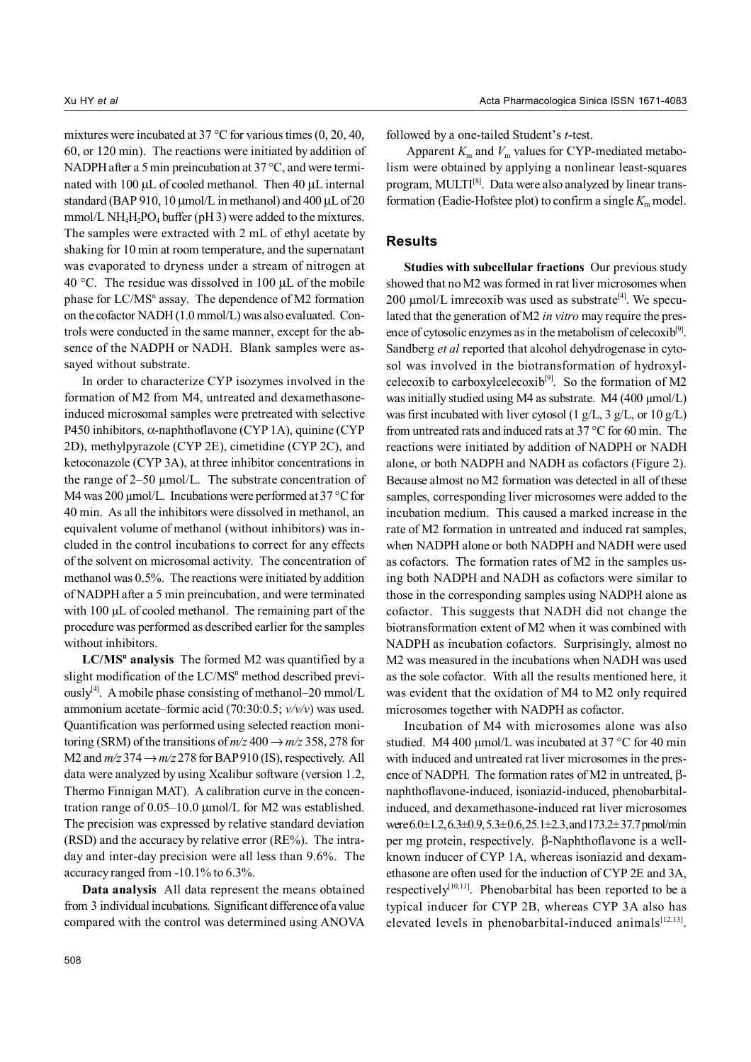mixtures were incubated at 37 °C for various times (0, 20, 40, 60, or 120 min). The reactions were initiated by addition of NADPH after a 5 min preincubation at 37 °C, and were terminated with 100 μL of cooled methanol. Then 40 μL internal standard (BAP 910, 10 μmol/L in methanol) and 400 μL of 20 mmol/L $NH_4H_2PO_4$ buffer (pH 3) were added to the mixtures. The samples were extracted with 2 mL of ethyl acetate by shaking for 10 min at room temperature, and the supernatant was evaporated to dryness under a stream of nitrogen at 40 °C. The residue was dissolved in 100 μL of the mobile phase for LC/MS$^n$ assay. The dependence of M2 formation on the cofactor NADH (1.0 mmol/L) was also evaluated. Controls were conducted in the same manner, except for the absence of the NADPH or NADH. Blank samples were assayed without substrate.

In order to characterize CYP isozymes involved in the formation of M2 from M4, untreated and dexamethasone-induced microsomal samples were pretreated with selective P450 inhibitors, α-naphthoflavone (CYP 1A), quinine (CYP 2D), methylpyrazole (CYP 2E), cimetidine (CYP 2C), and ketoconazole (CYP 3A), at three inhibitor concentrations in the range of 2–50 μmol/L. The substrate concentration of M4 was 200 μmol/L. Incubations were performed at 37 °C for 40 min. As all the inhibitors were dissolved in methanol, an equivalent volume of methanol (without inhibitors) was included in the control incubations to correct for any effects of the solvent on microsomal activity. The concentration of methanol was 0.5%. The reactions were initiated by addition of NADPH after a 5 min preincubation, and were terminated with 100 μL of cooled methanol. The remaining part of the procedure was performed as described earlier for the samples without inhibitors.

**LC/MS$^n$ analysis** The formed M2 was quantified by a slight modification of the LC/MS$^n$ method described previously[4]. A mobile phase consisting of methanol–20 mmol/L ammonium acetate–formic acid (70:30:0.5; *v/v/v*) was used. Quantification was performed using selected reaction monitoring (SRM) of the transitions of $m/z$ 400 → $m/z$ 358, 278 for M2 and $m/z$ 374 → $m/z$ 278 for BAP 910 (IS), respectively. All data were analyzed by using Xcalibur software (version 1.2, Thermo Finnigan MAT). A calibration curve in the concentration range of 0.05–10.0 μmol/L for M2 was established. The precision was expressed by relative standard deviation (RSD) and the accuracy by relative error (RE%). The intra-day and inter-day precision were all less than 9.6%. The accuracy ranged from -10.1% to 6.3%.

**Data analysis** All data represent the means obtained from 3 individual incubations. Significant difference of a value compared with the control was determined using ANOVA followed by a one-tailed Student's *t*-test.

Apparent $K_m$ and $V_m$ values for CYP-mediated metabolism were obtained by applying a nonlinear least-squares program, MULTI[8]. Data were also analyzed by linear transformation (Eadie-Hofstee plot) to confirm a single $K_m$ model.

## Results

**Studies with subcellular fractions** Our previous study showed that no M2 was formed in rat liver microsomes when 200 μmol/L imrecoxib was used as substrate[4]. We speculated that the generation of M2 *in vitro* may require the presence of cytosolic enzymes as in the metabolism of celecoxib[9]. Sandberg *et al* reported that alcohol dehydrogenase in cytosol was involved in the biotransformation of hydroxylcelecoxib to carboxylcelecoxib[9]. So the formation of M2 was initially studied using M4 as substrate. M4 (400 μmol/L) was first incubated with liver cytosol (1 g/L, 3 g/L, or 10 g/L) from untreated rats and induced rats at 37 °C for 60 min. The reactions were initiated by addition of NADPH or NADH alone, or both NADPH and NADH as cofactors (Figure 2). Because almost no M2 formation was detected in all of these samples, corresponding liver microsomes were added to the incubation medium. This caused a marked increase in the rate of M2 formation in untreated and induced rat samples, when NADPH alone or both NADPH and NADH were used as cofactors. The formation rates of M2 in the samples using both NADPH and NADH as cofactors were similar to those in the corresponding samples using NADPH alone as cofactor. This suggests that NADH did not change the biotransformation extent of M2 when it was combined with NADPH as incubation cofactors. Surprisingly, almost no M2 was measured in the incubations when NADH was used as the sole cofactor. With all the results mentioned here, it was evident that the oxidation of M4 to M2 only required microsomes together with NADPH as cofactor.

Incubation of M4 with microsomes alone was also studied. M4 400 μmol/L was incubated at 37 °C for 40 min with induced and untreated rat liver microsomes in the presence of NADPH. The formation rates of M2 in untreated, β-naphthoflavone-induced, isoniazid-induced, phenobarbital-induced, and dexamethasone-induced rat liver microsomes were 6.0±1.2, 6.3±0.9, 5.3±0.6, 25.1±2.3, and 173.2±37.7 pmol/min per mg protein, respectively. β-Naphthoflavone is a well-known inducer of CYP 1A, whereas isoniazid and dexamethasone are often used for the induction of CYP 2E and 3A, respectively[10,11]. Phenobarbital has been reported to be a typical inducer for CYP 2B, whereas CYP 3A also has elevated levels in phenobarbital-induced animals[12,13].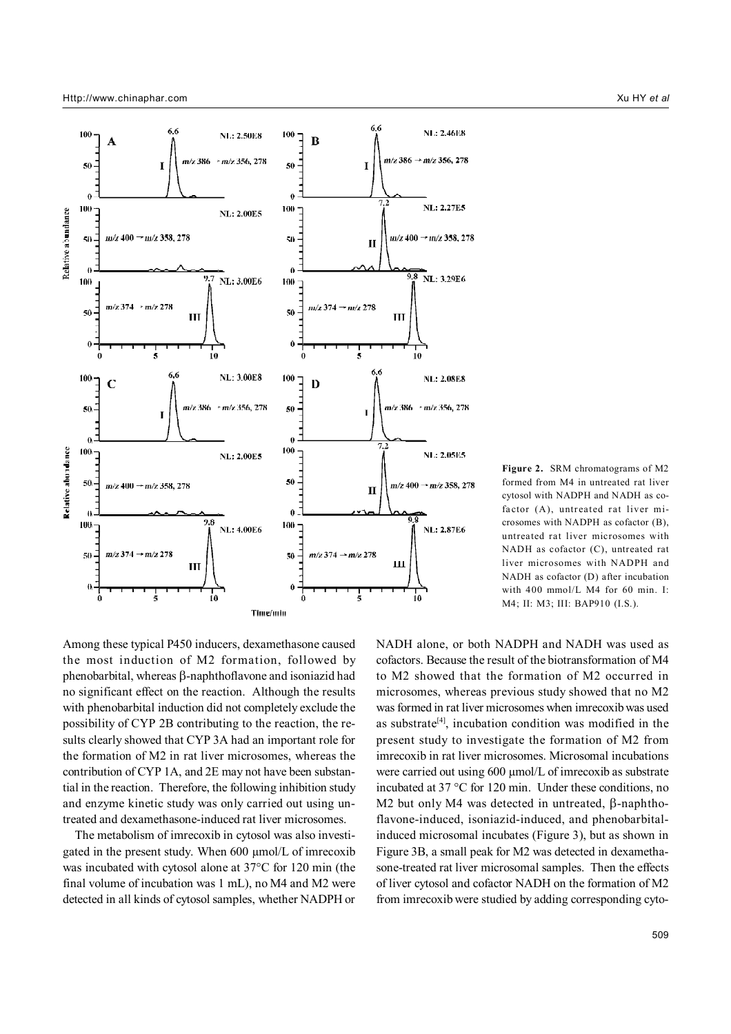**Figure 2.** SRM chromatograms of M2 formed from M4 in untreated rat liver cytosol with NADPH and NADH as cofactor (A), untreated rat liver microsomes with NADPH as cofactor (B), untreated rat liver microsomes with NADH as cofactor (C), untreated rat liver microsomes with NADPH and NADH as cofactor (D) after incubation with 400 mmol/L M4 for 60 min. I: M4; II: M3; III: BAP910 (I.S.).

Among these typical P450 inducers, dexamethasone caused the most induction of M2 formation, followed by phenobarbital, whereas β-naphthoflavone and isoniazid had no significant effect on the reaction. Although the results with phenobarbital induction did not completely exclude the possibility of CYP 2B contributing to the reaction, the results clearly showed that CYP 3A had an important role for the formation of M2 in rat liver microsomes, whereas the contribution of CYP 1A, and 2E may not have been substantial in the reaction. Therefore, the following inhibition study and enzyme kinetic study was only carried out using untreated and dexamethasone-induced rat liver microsomes.

The metabolism of imrecoxib in cytosol was also investigated in the present study. When 600 μmol/L of imrecoxib was incubated with cytosol alone at 37°C for 120 min (the final volume of incubation was 1 mL), no M4 and M2 were detected in all kinds of cytosol samples, whether NADPH or NADH alone, or both NADPH and NADH was used as cofactors. Because the result of the biotransformation of M4 to M2 showed that the formation of M2 occurred in microsomes, whereas previous study showed that no M2 was formed in rat liver microsomes when imrecoxib was used as substrate[4], incubation condition was modified in the present study to investigate the formation of M2 from imrecoxib in rat liver microsomes. Microsomal incubations were carried out using 600 μmol/L of imrecoxib as substrate incubated at 37 °C for 120 min. Under these conditions, no M2 but only M4 was detected in untreated, β-naphthoflavone-induced, isoniazid-induced, and phenobarbital-induced microsomal incubates (Figure 3), but as shown in Figure 3B, a small peak for M2 was detected in dexamethasone-treated rat liver microsomal samples. Then the effects of liver cytosol and cofactor NADH on the formation of M2 from imrecoxib were studied by adding corresponding cyto-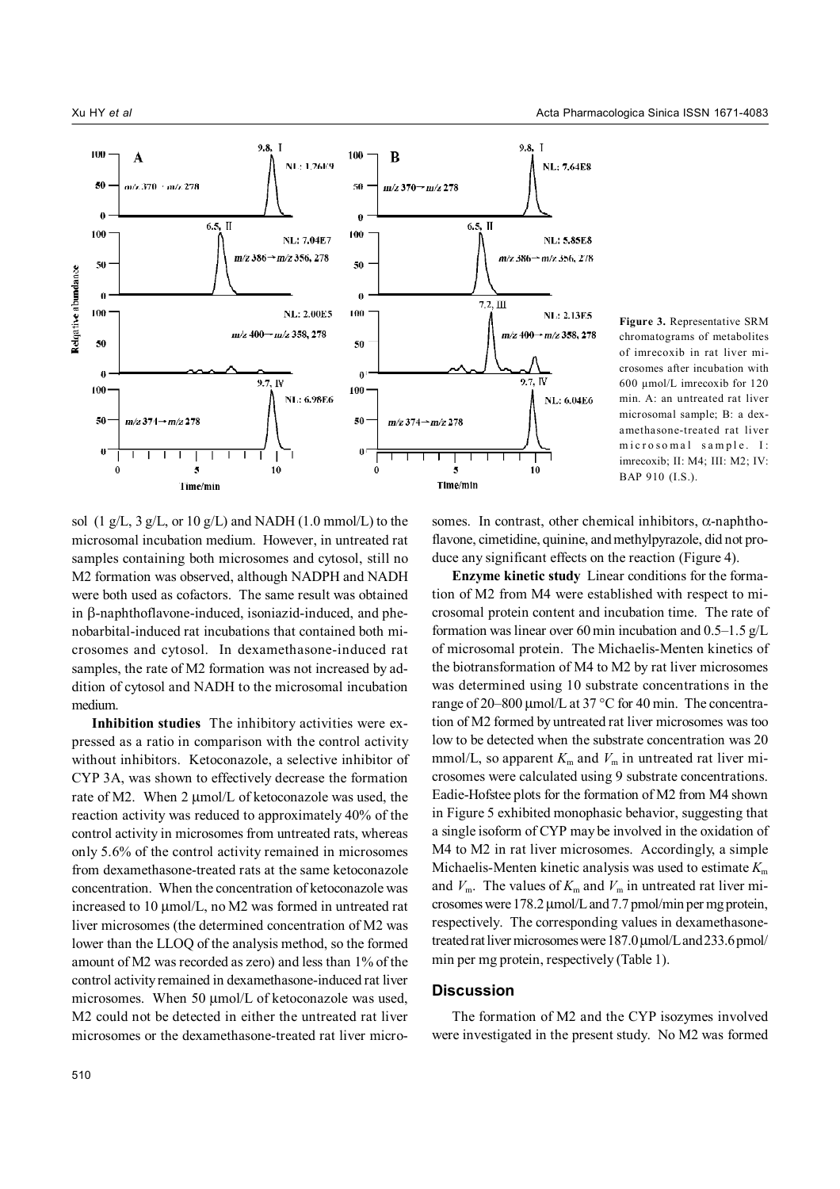**Figure 3.** Representative SRM chromatograms of metabolites of imrecoxib in rat liver microsomes after incubation with 600 μmol/L imrecoxib for 120 min. A: an untreated rat liver microsomal sample; B: a dexamethasone-treated rat liver microsomal sample. I: imrecoxib; II: M4; III: M2; IV: BAP 910 (I.S.).

sol (1 g/L, 3 g/L, or 10 g/L) and NADH (1.0 mmol/L) to the microsomal incubation medium. However, in untreated rat samples containing both microsomes and cytosol, still no M2 formation was observed, although NADPH and NADH were both used as cofactors. The same result was obtained in β-naphthoflavone-induced, isoniazid-induced, and phenobarbital-induced rat incubations that contained both microsomes and cytosol. In dexamethasone-induced rat samples, the rate of M2 formation was not increased by addition of cytosol and NADH to the microsomal incubation medium.

**Inhibition studies** The inhibitory activities were expressed as a ratio in comparison with the control activity without inhibitors. Ketoconazole, a selective inhibitor of CYP 3A, was shown to effectively decrease the formation rate of M2. When 2 μmol/L of ketoconazole was used, the reaction activity was reduced to approximately 40% of the control activity in microsomes from untreated rats, whereas only 5.6% of the control activity remained in microsomes from dexamethasone-treated rats at the same ketoconazole concentration. When the concentration of ketoconazole was increased to 10 μmol/L, no M2 was formed in untreated rat liver microsomes (the determined concentration of M2 was lower than the LLOQ of the analysis method, so the formed amount of M2 was recorded as zero) and less than 1% of the control activity remained in dexamethasone-induced rat liver microsomes. When 50 μmol/L of ketoconazole was used, M2 could not be detected in either the untreated rat liver microsomes or the dexamethasone-treated rat liver microsomes. In contrast, other chemical inhibitors, α-naphthoflavone, cimetidine, quinine, and methylpyrazole, did not produce any significant effects on the reaction (Figure 4).

**Enzyme kinetic study** Linear conditions for the formation of M2 from M4 were established with respect to microsomal protein content and incubation time. The rate of formation was linear over 60 min incubation and 0.5–1.5 g/L of microsomal protein. The Michaelis-Menten kinetics of the biotransformation of M4 to M2 by rat liver microsomes was determined using 10 substrate concentrations in the range of 20–800 μmol/L at 37 °C for 40 min. The concentration of M2 formed by untreated rat liver microsomes was too low to be detected when the substrate concentration was 20 mmol/L, so apparent $K_m$ and $V_m$ in untreated rat liver microsomes were calculated using 9 substrate concentrations. Eadie-Hofstee plots for the formation of M2 from M4 shown in Figure 5 exhibited monophasic behavior, suggesting that a single isoform of CYP may be involved in the oxidation of M4 to M2 in rat liver microsomes. Accordingly, a simple Michaelis-Menten kinetic analysis was used to estimate $K_m$ and $V_m$. The values of $K_m$ and $V_m$ in untreated rat liver microsomes were 178.2 μmol/L and 7.7 pmol/min per mg protein, respectively. The corresponding values in dexamethasone-treated rat liver microsomes were 187.0 μmol/L and 233.6 pmol/min per mg protein, respectively (Table 1).

## Discussion

The formation of M2 and the CYP isozymes involved were investigated in the present study. No M2 was formed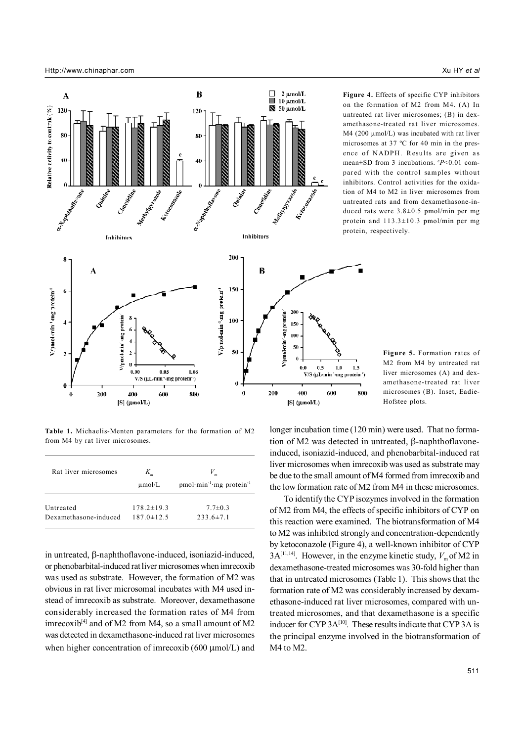**Figure 4.** Effects of specific CYP inhibitors on the formation of M2 from M4. (A) In untreated rat liver microsomes; (B) in dexamethasone-treated rat liver microsomes. M4 (200 μmol/L) was incubated with rat liver microsomes at 37 ºC for 40 min in the presence of NADPH. Results are given as mean±SD from 3 incubations. [c]*P*<0.01 compared with the control samples without inhibitors. Control activities for the oxidation of M4 to M2 in liver microsomes from untreated rats and from dexamethasone-induced rats were 3.8±0.5 pmol/min per mg protein and 113.3±10.3 pmol/min per mg protein, respectively.

**Figure 5.** Formation rates of M2 from M4 by untreated rat liver microsomes (A) and dexamethasone-treated rat liver microsomes (B). Inset, Eadie-Hofstee plots.

**Table 1.** Michaelis-Menten parameters for the formation of M2 from M4 by rat liver microsomes.

| Rat liver microsomes | $K_m$ μmol/L | $V_m$ pmol·min$^{-1}$·mg protein$^{-1}$ |
|---|---|---|
| Untreated | 178.2±19.3 | 7.7±0.3 |
| Dexamethasone-induced | 187.0±12.5 | 233.6±7.1 |

in untreated, β-naphthoflavone-induced, isoniazid-induced, or phenobarbital-induced rat liver microsomes when imrecoxib was used as substrate. However, the formation of M2 was obvious in rat liver microsomal incubates with M4 used instead of imrecoxib as substrate. Moreover, dexamethasone considerably increased the formation rates of M4 from imrecoxib[4] and of M2 from M4, so a small amount of M2 was detected in dexamethasone-induced rat liver microsomes when higher concentration of imrecoxib (600 μmol/L) and longer incubation time (120 min) were used. That no formation of M2 was detected in untreated, β-naphthoflavone-induced, isoniazid-induced, and phenobarbital-induced rat liver microsomes when imrecoxib was used as substrate may be due to the small amount of M4 formed from imrecoxib and the low formation rate of M2 from M4 in these microsomes.

To identify the CYP isozymes involved in the formation of M2 from M4, the effects of specific inhibitors of CYP on this reaction were examined. The biotransformation of M4 to M2 was inhibited strongly and concentration-dependently by ketoconazole (Figure 4), a well-known inhibitor of CYP 3A[11,14]. However, in the enzyme kinetic study, $V_m$ of M2 in dexamethasone-treated microsomes was 30-fold higher than that in untreated microsomes (Table 1). This shows that the formation rate of M2 was considerably increased by dexamethasone-induced rat liver microsomes, compared with untreated microsomes, and that dexamethasone is a specific inducer for CYP 3A[10]. These results indicate that CYP 3A is the principal enzyme involved in the biotransformation of M4 to M2.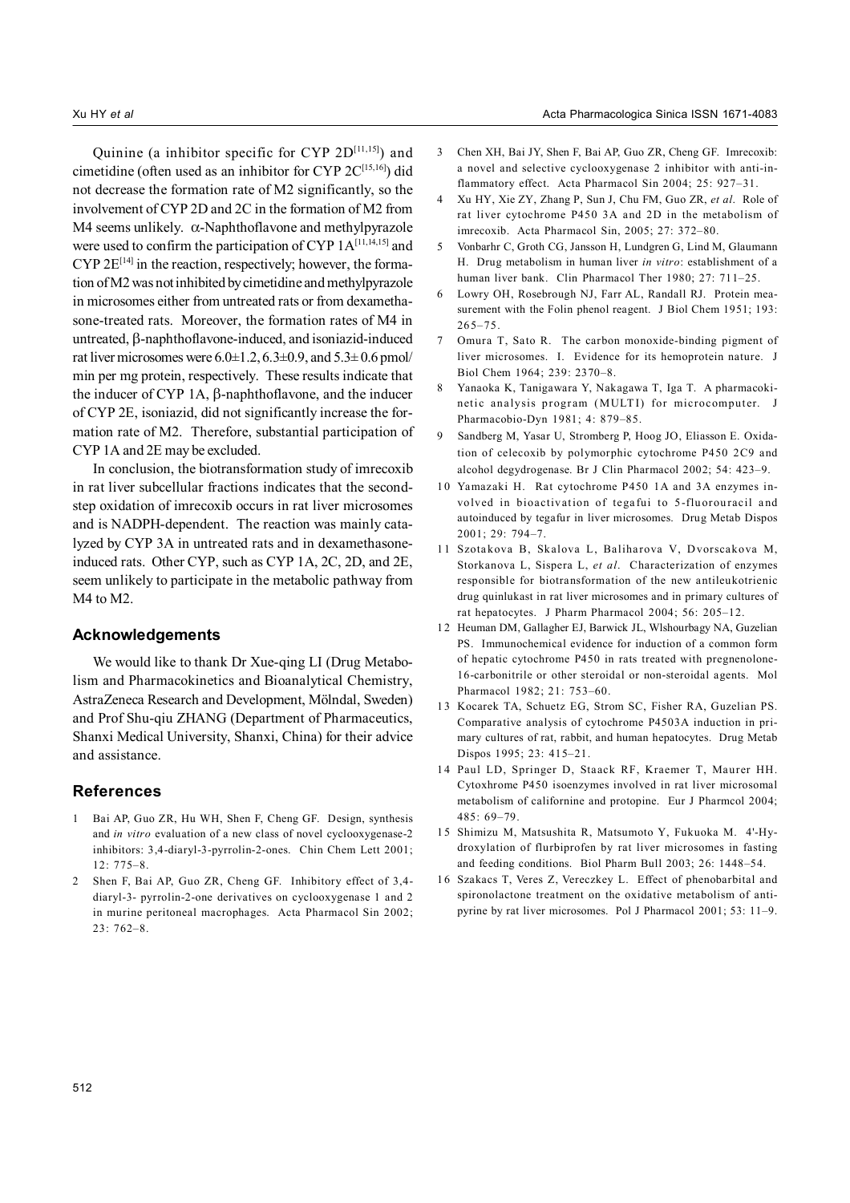Quinine (a inhibitor specific for CYP 2D[11,15]) and cimetidine (often used as an inhibitor for CYP 2C[15,16]) did not decrease the formation rate of M2 significantly, so the involvement of CYP 2D and 2C in the formation of M2 from M4 seems unlikely. α-Naphthoflavone and methylpyrazole were used to confirm the participation of CYP 1A[11,14,15] and CYP 2E[14] in the reaction, respectively; however, the formation of M2 was not inhibited by cimetidine and methylpyrazole in microsomes either from untreated rats or from dexamethasone-treated rats. Moreover, the formation rates of M4 in untreated, β-naphthoflavone-induced, and isoniazid-induced rat liver microsomes were 6.0±1.2, 6.3±0.9, and 5.3± 0.6 pmol/min per mg protein, respectively. These results indicate that the inducer of CYP 1A, β-naphthoflavone, and the inducer of CYP 2E, isoniazid, did not significantly increase the formation rate of M2. Therefore, substantial participation of CYP 1A and 2E may be excluded.

In conclusion, the biotransformation study of imrecoxib in rat liver subcellular fractions indicates that the second-step oxidation of imrecoxib occurs in rat liver microsomes and is NADPH-dependent. The reaction was mainly catalyzed by CYP 3A in untreated rats and in dexamethasone-induced rats. Other CYP, such as CYP 1A, 2C, 2D, and 2E, seem unlikely to participate in the metabolic pathway from M4 to M2.

## Acknowledgements

We would like to thank Dr Xue-qing LI (Drug Metabolism and Pharmacokinetics and Bioanalytical Chemistry, AstraZeneca Research and Development, Mölndal, Sweden) and Prof Shu-qiu ZHANG (Department of Pharmaceutics, Shanxi Medical University, Shanxi, China) for their advice and assistance.

## References

1. Bai AP, Guo ZR, Hu WH, Shen F, Cheng GF. Design, synthesis and *in vitro* evaluation of a new class of novel cyclooxygenase-2 inhibitors: 3,4-diaryl-3-pyrrolin-2-ones. Chin Chem Lett 2001; 12: 775–8.
2. Shen F, Bai AP, Guo ZR, Cheng GF. Inhibitory effect of 3,4-diaryl-3- pyrrolin-2-one derivatives on cyclooxygenase 1 and 2 in murine peritoneal macrophages. Acta Pharmacol Sin 2002; 23: 762–8.
3. Chen XH, Bai JY, Shen F, Bai AP, Guo ZR, Cheng GF. Imrecoxib: a novel and selective cyclooxygenase 2 inhibitor with anti-inflammatory effect. Acta Pharmacol Sin 2004; 25: 927–31.
4. Xu HY, Xie ZY, Zhang P, Sun J, Chu FM, Guo ZR, *et al*. Role of rat liver cytochrome P450 3A and 2D in the metabolism of imrecoxib. Acta Pharmacol Sin, 2005; 27: 372–80.
5. Vonbarhr C, Groth CG, Jansson H, Lundgren G, Lind M, Glaumann H. Drug metabolism in human liver *in vitro*: establishment of a human liver bank. Clin Pharmacol Ther 1980; 27: 711–25.
6. Lowry OH, Rosebrough NJ, Farr AL, Randall RJ. Protein measurement with the Folin phenol reagent. J Biol Chem 1951; 193: 265–75.
7. Omura T, Sato R. The carbon monoxide-binding pigment of liver microsomes. I. Evidence for its hemoprotein nature. J Biol Chem 1964; 239: 2370–8.
8. Yanaoka K, Tanigawara Y, Nakagawa T, Iga T. A pharmacokinetic analysis program (MULTI) for microcomputer. J Pharmacobio-Dyn 1981; 4: 879–85.
9. Sandberg M, Yasar U, Stromberg P, Hoog JO, Eliasson E. Oxidation of celecoxib by polymorphic cytochrome P450 2C9 and alcohol degydrogenase. Br J Clin Pharmacol 2002; 54: 423–9.
10. Yamazaki H. Rat cytochrome P450 1A and 3A enzymes involved in bioactivation of tegafui to 5-fluorouracil and autoinduced by tegafur in liver microsomes. Drug Metab Dispos 2001; 29: 794–7.
11. Szotakova B, Skalova L, Baliharova V, Dvorscakova M, Storkanova L, Sispera L, *et al*. Characterization of enzymes responsible for biotransformation of the new antileukotrienic drug quinlukast in rat liver microsomes and in primary cultures of rat hepatocytes. J Pharm Pharmacol 2004; 56: 205–12.
12. Heuman DM, Gallagher EJ, Barwick JL, Wlshourbagy NA, Guzelian PS. Immunochemical evidence for induction of a common form of hepatic cytochrome P450 in rats treated with pregnenolone-16-carbonitrile or other steroidal or non-steroidal agents. Mol Pharmacol 1982; 21: 753–60.
13. Kocarek TA, Schuetz EG, Strom SC, Fisher RA, Guzelian PS. Comparative analysis of cytochrome P4503A induction in primary cultures of rat, rabbit, and human hepatocytes. Drug Metab Dispos 1995; 23: 415–21.
14. Paul LD, Springer D, Staack RF, Kraemer T, Maurer HH. Cytoxhrome P450 isoenzymes involved in rat liver microsomal metabolism of californine and protopine. Eur J Pharmcol 2004; 485: 69–79.
15. Shimizu M, Matsushita R, Matsumoto Y, Fukuoka M. 4'-Hydroxylation of flurbiprofen by rat liver microsomes in fasting and feeding conditions. Biol Pharm Bull 2003; 26: 1448–54.
16. Szakacs T, Veres Z, Vereczkey L. Effect of phenobarbital and spironolactone treatment on the oxidative metabolism of antipyrine by rat liver microsomes. Pol J Pharmacol 2001; 53: 11–9.